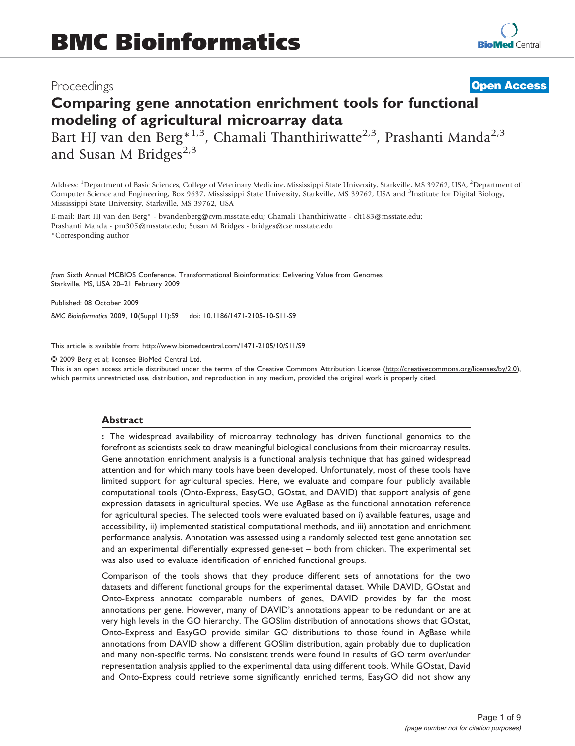# BMC Bioinformatics

Proceedings **Open Access**

## Comparing gene annotation enrichment tools for functional modeling of agricultural microarray data

Bart HJ van den Berg*[1,3], Chamali Thanthiriwatte[2,3], Prashanti Manda[2,3] and Susan M Bridges[2,3]

Address: [1]Department of Basic Sciences, College of Veterinary Medicine, Mississippi State University, Starkville, MS 39762, USA, [2]Department of Computer Science and Engineering, Box 9637, Mississippi State University, Starkville, MS 39762, USA and [3]Institute for Digital Biology, Mississippi State University, Starkville, MS 39762, USA

E-mail: Bart HJ van den Berg* - bvandenberg@cvm.msstate.edu; Chamali Thanthiriwatte - clt183@msstate.edu; Prashanti Manda - pm305@msstate.edu; Susan M Bridges - bridges@cse.msstate.edu
*Corresponding author

*from* Sixth Annual MCBIOS Conference. Transformational Bioinformatics: Delivering Value from Genomes
Starkville, MS, USA 20–21 February 2009

Published: 08 October 2009

*BMC Bioinformatics* 2009, **10**(Suppl 11):S9 doi: 10.1186/1471-2105-10-S11-S9

This article is available from: http://www.biomedcentral.com/1471-2105/10/S11/S9

© 2009 Berg et al; licensee BioMed Central Ltd.
This is an open access article distributed under the terms of the Creative Commons Attribution License (http://creativecommons.org/licenses/by/2.0), which permits unrestricted use, distribution, and reproduction in any medium, provided the original work is properly cited.

### Abstract

**:** The widespread availability of microarray technology has driven functional genomics to the forefront as scientists seek to draw meaningful biological conclusions from their microarray results. Gene annotation enrichment analysis is a functional analysis technique that has gained widespread attention and for which many tools have been developed. Unfortunately, most of these tools have limited support for agricultural species. Here, we evaluate and compare four publicly available computational tools (Onto-Express, EasyGO, GOstat, and DAVID) that support analysis of gene expression datasets in agricultural species. We use AgBase as the functional annotation reference for agricultural species. The selected tools were evaluated based on i) available features, usage and accessibility, ii) implemented statistical computational methods, and iii) annotation and enrichment performance analysis. Annotation was assessed using a randomly selected test gene annotation set and an experimental differentially expressed gene-set – both from chicken. The experimental set was also used to evaluate identification of enriched functional groups.

Comparison of the tools shows that they produce different sets of annotations for the two datasets and different functional groups for the experimental dataset. While DAVID, GOstat and Onto-Express annotate comparable numbers of genes, DAVID provides by far the most annotations per gene. However, many of DAVID's annotations appear to be redundant or are at very high levels in the GO hierarchy. The GOSlim distribution of annotations shows that GOstat, Onto-Express and EasyGO provide similar GO distributions to those found in AgBase while annotations from DAVID show a different GOSlim distribution, again probably due to duplication and many non-specific terms. No consistent trends were found in results of GO term over/under representation analysis applied to the experimental data using different tools. While GOstat, David and Onto-Express could retrieve some significantly enriched terms, EasyGO did not show any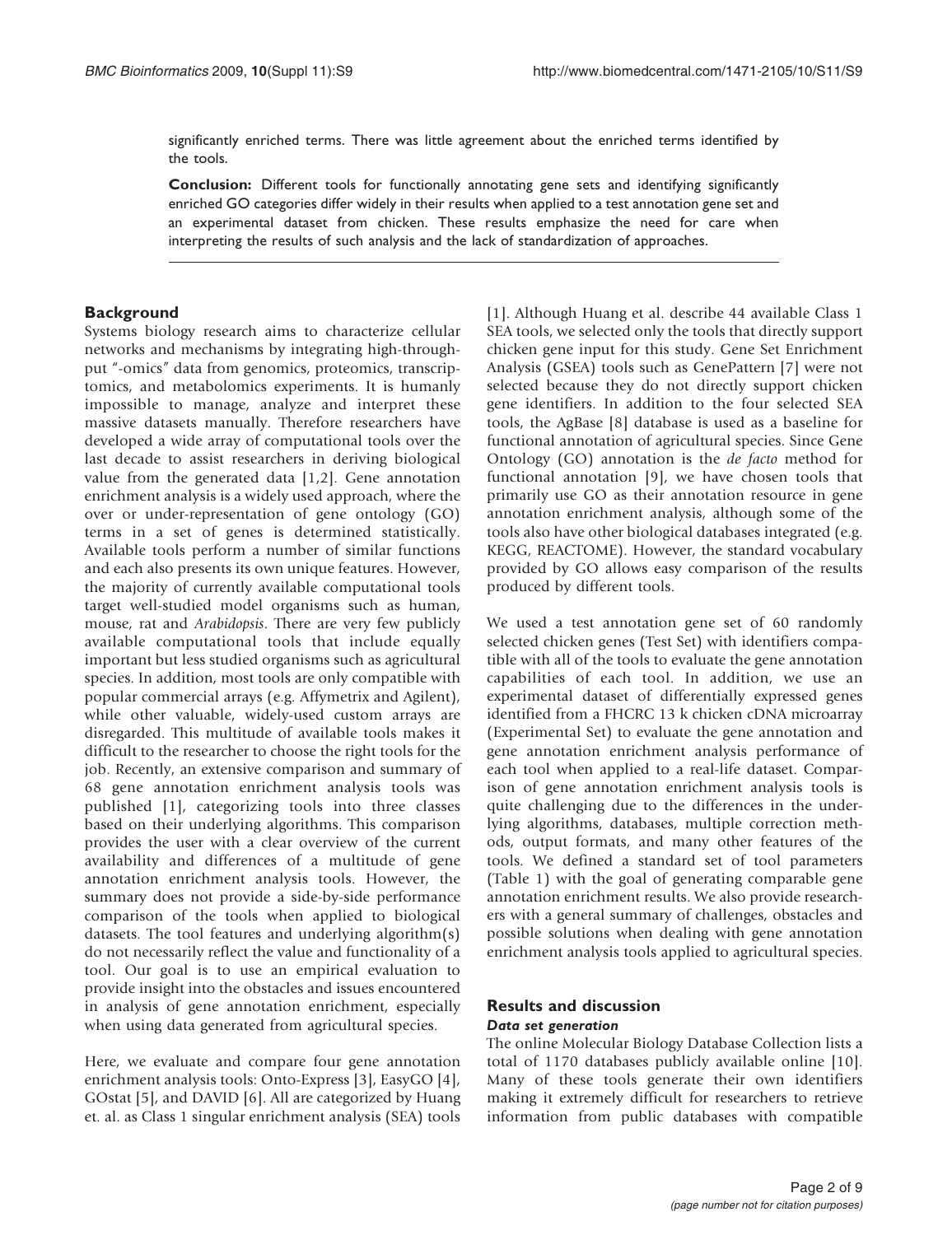significantly enriched terms. There was little agreement about the enriched terms identified by the tools.

**Conclusion:** Different tools for functionally annotating gene sets and identifying significantly enriched GO categories differ widely in their results when applied to a test annotation gene set and an experimental dataset from chicken. These results emphasize the need for care when interpreting the results of such analysis and the lack of standardization of approaches.

## Background

Systems biology research aims to characterize cellular networks and mechanisms by integrating high-throughput "-omics" data from genomics, proteomics, transcriptomics, and metabolomics experiments. It is humanly impossible to manage, analyze and interpret these massive datasets manually. Therefore researchers have developed a wide array of computational tools over the last decade to assist researchers in deriving biological value from the generated data [1,2]. Gene annotation enrichment analysis is a widely used approach, where the over or under-representation of gene ontology (GO) terms in a set of genes is determined statistically. Available tools perform a number of similar functions and each also presents its own unique features. However, the majority of currently available computational tools target well-studied model organisms such as human, mouse, rat and *Arabidopsis*. There are very few publicly available computational tools that include equally important but less studied organisms such as agricultural species. In addition, most tools are only compatible with popular commercial arrays (e.g. Affymetrix and Agilent), while other valuable, widely-used custom arrays are disregarded. This multitude of available tools makes it difficult to the researcher to choose the right tools for the job. Recently, an extensive comparison and summary of 68 gene annotation enrichment analysis tools was published [1], categorizing tools into three classes based on their underlying algorithms. This comparison provides the user with a clear overview of the current availability and differences of a multitude of gene annotation enrichment analysis tools. However, the summary does not provide a side-by-side performance comparison of the tools when applied to biological datasets. The tool features and underlying algorithm(s) do not necessarily reflect the value and functionality of a tool. Our goal is to use an empirical evaluation to provide insight into the obstacles and issues encountered in analysis of gene annotation enrichment, especially when using data generated from agricultural species.

Here, we evaluate and compare four gene annotation enrichment analysis tools: Onto-Express [3], EasyGO [4], GOstat [5], and DAVID [6]. All are categorized by Huang et. al. as Class 1 singular enrichment analysis (SEA) tools [1]. Although Huang et al. describe 44 available Class 1 SEA tools, we selected only the tools that directly support chicken gene input for this study. Gene Set Enrichment Analysis (GSEA) tools such as GenePattern [7] were not selected because they do not directly support chicken gene identifiers. In addition to the four selected SEA tools, the AgBase [8] database is used as a baseline for functional annotation of agricultural species. Since Gene Ontology (GO) annotation is the *de facto* method for functional annotation [9], we have chosen tools that primarily use GO as their annotation resource in gene annotation enrichment analysis, although some of the tools also have other biological databases integrated (e.g. KEGG, REACTOME). However, the standard vocabulary provided by GO allows easy comparison of the results produced by different tools.

We used a test annotation gene set of 60 randomly selected chicken genes (Test Set) with identifiers compatible with all of the tools to evaluate the gene annotation capabilities of each tool. In addition, we use an experimental dataset of differentially expressed genes identified from a FHCRC 13 k chicken cDNA microarray (Experimental Set) to evaluate the gene annotation and gene annotation enrichment analysis performance of each tool when applied to a real-life dataset. Comparison of gene annotation enrichment analysis tools is quite challenging due to the differences in the underlying algorithms, databases, multiple correction methods, output formats, and many other features of the tools. We defined a standard set of tool parameters (Table 1) with the goal of generating comparable gene annotation enrichment results. We also provide researchers with a general summary of challenges, obstacles and possible solutions when dealing with gene annotation enrichment analysis tools applied to agricultural species.

## Results and discussion

### *Data set generation*

The online Molecular Biology Database Collection lists a total of 1170 databases publicly available online [10]. Many of these tools generate their own identifiers making it extremely difficult for researchers to retrieve information from public databases with compatible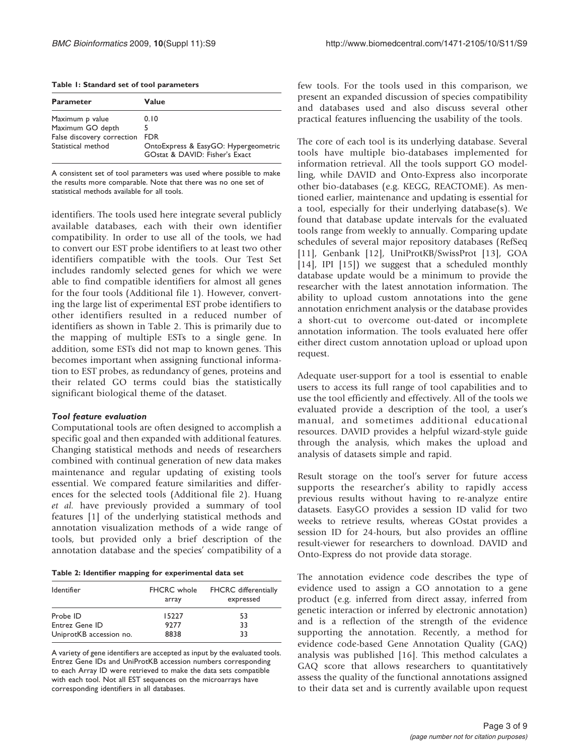**Table 1: Standard set of tool parameters**

| Parameter | Value |
|---|---|
| Maximum p value | 0.10 |
| Maximum GO depth | 5 |
| False discovery correction | FDR |
| Statistical method | OntoExpress & EasyGO: Hypergeometric GOstat & DAVID: Fisher's Exact |

A consistent set of tool parameters was used where possible to make the results more comparable. Note that there was no one set of statistical methods available for all tools.

identifiers. The tools used here integrate several publicly available databases, each with their own identifier compatibility. In order to use all of the tools, we had to convert our EST probe identifiers to at least two other identifiers compatible with the tools. Our Test Set includes randomly selected genes for which we were able to find compatible identifiers for almost all genes for the four tools (Additional file 1). However, converting the large list of experimental EST probe identifiers to other identifiers resulted in a reduced number of identifiers as shown in Table 2. This is primarily due to the mapping of multiple ESTs to a single gene. In addition, some ESTs did not map to known genes. This becomes important when assigning functional information to EST probes, as redundancy of genes, proteins and their related GO terms could bias the statistically significant biological theme of the dataset.

### *Tool feature evaluation*

Computational tools are often designed to accomplish a specific goal and then expanded with additional features. Changing statistical methods and needs of researchers combined with continual generation of new data makes maintenance and regular updating of existing tools essential. We compared feature similarities and differences for the selected tools (Additional file 2). Huang *et al.* have previously provided a summary of tool features [1] of the underlying statistical methods and annotation visualization methods of a wide range of tools, but provided only a brief description of the annotation database and the species' compatibility of a few tools. For the tools used in this comparison, we present an expanded discussion of species compatibility and databases used and also discuss several other practical features influencing the usability of the tools.

**Table 2: Identifier mapping for experimental data set**

| Identifier | FHCRC whole array | FHCRC differentially expressed |
|---|---|---|
| Probe ID | 15227 | 53 |
| Entrez Gene ID | 9277 | 33 |
| UniprotKB accession no. | 8838 | 33 |

A variety of gene identifiers are accepted as input by the evaluated tools. Entrez Gene IDs and UniProtKB accession numbers corresponding to each Array ID were retrieved to make the data sets compatible with each tool. Not all EST sequences on the microarrays have corresponding identifiers in all databases.

The core of each tool is its underlying database. Several tools have multiple bio-databases implemented for information retrieval. All the tools support GO modelling, while DAVID and Onto-Express also incorporate other bio-databases (e.g. KEGG, REACTOME). As mentioned earlier, maintenance and updating is essential for a tool, especially for their underlying database(s). We found that database update intervals for the evaluated tools range from weekly to annually. Comparing update schedules of several major repository databases (RefSeq [11], Genbank [12], UniProtKB/SwissProt [13], GOA [14], IPI [15]) we suggest that a scheduled monthly database update would be a minimum to provide the researcher with the latest annotation information. The ability to upload custom annotations into the gene annotation enrichment analysis or the database provides a short-cut to overcome out-dated or incomplete annotation information. The tools evaluated here offer either direct custom annotation upload or upload upon request.

Adequate user-support for a tool is essential to enable users to access its full range of tool capabilities and to use the tool efficiently and effectively. All of the tools we evaluated provide a description of the tool, a user's manual, and sometimes additional educational resources. DAVID provides a helpful wizard-style guide through the analysis, which makes the upload and analysis of datasets simple and rapid.

Result storage on the tool's server for future access supports the researcher's ability to rapidly access previous results without having to re-analyze entire datasets. EasyGO provides a session ID valid for two weeks to retrieve results, whereas GOstat provides a session ID for 24-hours, but also provides an offline result-viewer for researchers to download. DAVID and Onto-Express do not provide data storage.

The annotation evidence code describes the type of evidence used to assign a GO annotation to a gene product (e.g. inferred from direct assay, inferred from genetic interaction or inferred by electronic annotation) and is a reflection of the strength of the evidence supporting the annotation. Recently, a method for evidence code-based Gene Annotation Quality (GAQ) analysis was published [16]. This method calculates a GAQ score that allows researchers to quantitatively assess the quality of the functional annotations assigned to their data set and is currently available upon request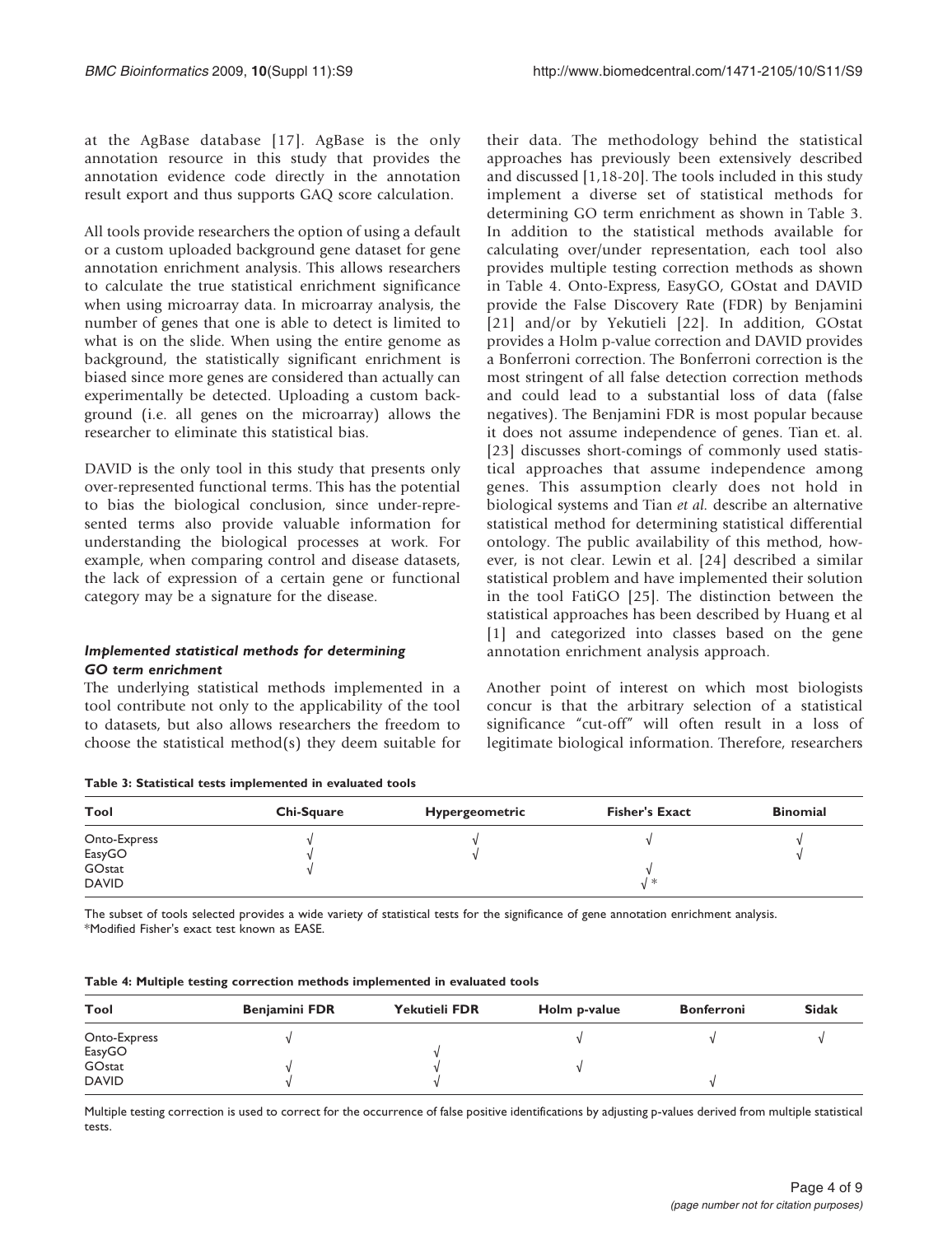at the AgBase database [17]. AgBase is the only annotation resource in this study that provides the annotation evidence code directly in the annotation result export and thus supports GAQ score calculation.

All tools provide researchers the option of using a default or a custom uploaded background gene dataset for gene annotation enrichment analysis. This allows researchers to calculate the true statistical enrichment significance when using microarray data. In microarray analysis, the number of genes that one is able to detect is limited to what is on the slide. When using the entire genome as background, the statistically significant enrichment is biased since more genes are considered than actually can experimentally be detected. Uploading a custom background (i.e. all genes on the microarray) allows the researcher to eliminate this statistical bias.

DAVID is the only tool in this study that presents only over-represented functional terms. This has the potential to bias the biological conclusion, since under-represented terms also provide valuable information for understanding the biological processes at work. For example, when comparing control and disease datasets, the lack of expression of a certain gene or functional category may be a signature for the disease.

#### *Implemented statistical methods for determining GO term enrichment*

The underlying statistical methods implemented in a tool contribute not only to the applicability of the tool to datasets, but also allows researchers the freedom to choose the statistical method(s) they deem suitable for their data. The methodology behind the statistical approaches has previously been extensively described and discussed [1,18-20]. The tools included in this study implement a diverse set of statistical methods for determining GO term enrichment as shown in Table 3. In addition to the statistical methods available for calculating over/under representation, each tool also provides multiple testing correction methods as shown in Table 4. Onto-Express, EasyGO, GOstat and DAVID provide the False Discovery Rate (FDR) by Benjamini [21] and/or by Yekutieli [22]. In addition, GOstat provides a Holm p-value correction and DAVID provides a Bonferroni correction. The Bonferroni correction is the most stringent of all false detection correction methods and could lead to a substantial loss of data (false negatives). The Benjamini FDR is most popular because it does not assume independence of genes. Tian et. al. [23] discusses short-comings of commonly used statistical approaches that assume independence among genes. This assumption clearly does not hold in biological systems and Tian *et al.* describe an alternative statistical method for determining statistical differential ontology. The public availability of this method, however, is not clear. Lewin et al. [24] described a similar statistical problem and have implemented their solution in the tool FatiGO [25]. The distinction between the statistical approaches has been described by Huang et al [1] and categorized into classes based on the gene annotation enrichment analysis approach.

Another point of interest on which most biologists concur is that the arbitrary selection of a statistical significance "cut-off" will often result in a loss of legitimate biological information. Therefore, researchers

**Table 3: Statistical tests implemented in evaluated tools**

| Tool | Chi-Square | Hypergeometric | Fisher's Exact | Binomial |
|---|---|---|---|---|
| Onto-Express | √ | √ | √ | √ |
| EasyGO | √ | √ | | √ |
| GOstat | √ | | √ | |
| DAVID | | | √* | |

The subset of tools selected provides a wide variety of statistical tests for the significance of gene annotation enrichment analysis.
*Modified Fisher's exact test known as EASE.

**Table 4: Multiple testing correction methods implemented in evaluated tools**

| Tool | Benjamini FDR | Yekutieli FDR | Holm p-value | Bonferroni | Sidak |
|---|---|---|---|---|---|
| Onto-Express | √ | | √ | √ | √ |
| EasyGO | | √ | | | |
| GOstat | √ | √ | √ | | |
| DAVID | √ | √ | | √ | |

Multiple testing correction is used to correct for the occurrence of false positive identifications by adjusting p-values derived from multiple statistical tests.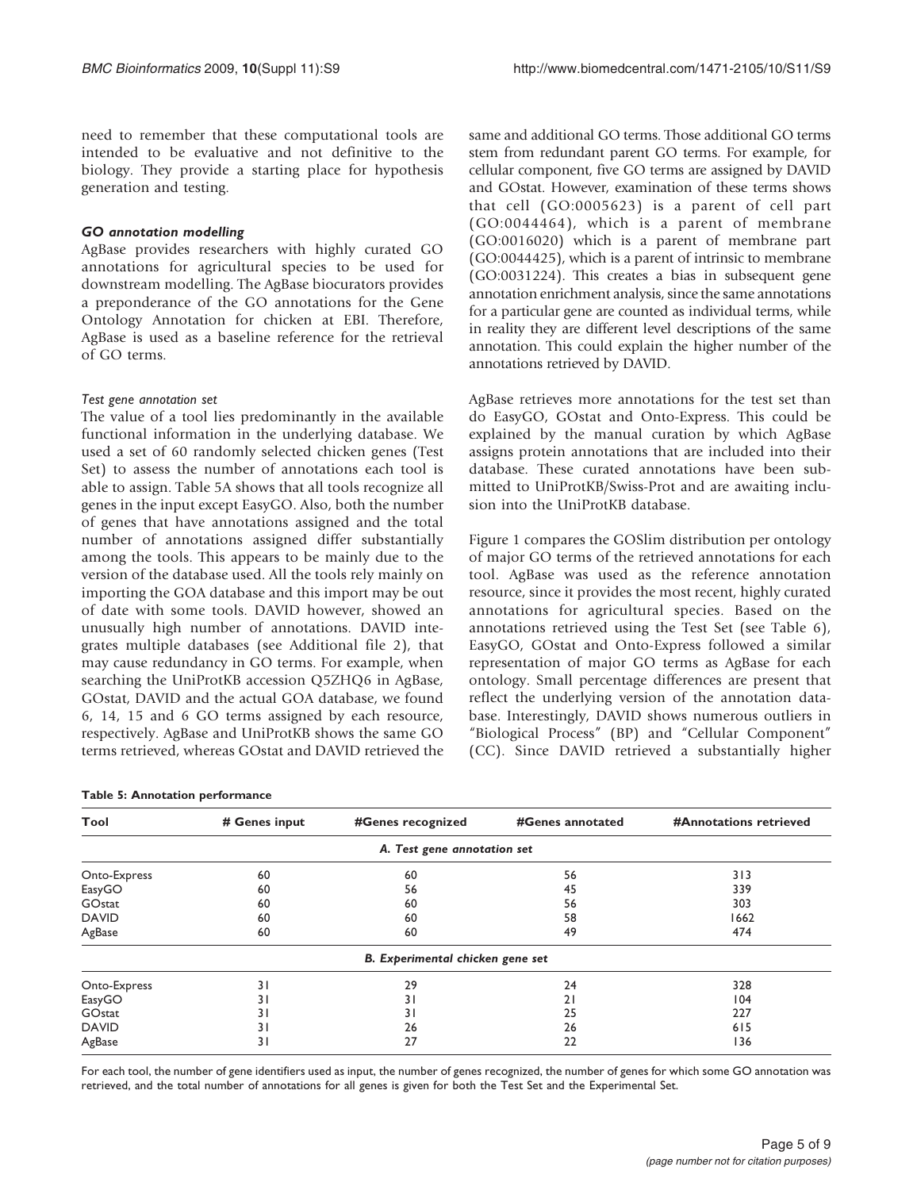need to remember that these computational tools are intended to be evaluative and not definitive to the biology. They provide a starting place for hypothesis generation and testing.

### *GO annotation modelling*

AgBase provides researchers with highly curated GO annotations for agricultural species to be used for downstream modelling. The AgBase biocurators provides a preponderance of the GO annotations for the Gene Ontology Annotation for chicken at EBI. Therefore, AgBase is used as a baseline reference for the retrieval of GO terms.

#### *Test gene annotation set*

The value of a tool lies predominantly in the available functional information in the underlying database. We used a set of 60 randomly selected chicken genes (Test Set) to assess the number of annotations each tool is able to assign. Table 5A shows that all tools recognize all genes in the input except EasyGO. Also, both the number of genes that have annotations assigned and the total number of annotations assigned differ substantially among the tools. This appears to be mainly due to the version of the database used. All the tools rely mainly on importing the GOA database and this import may be out of date with some tools. DAVID however, showed an unusually high number of annotations. DAVID integrates multiple databases (see Additional file 2), that may cause redundancy in GO terms. For example, when searching the UniProtKB accession Q5ZHQ6 in AgBase, GOstat, DAVID and the actual GOA database, we found 6, 14, 15 and 6 GO terms assigned by each resource, respectively. AgBase and UniProtKB shows the same GO terms retrieved, whereas GOstat and DAVID retrieved the same and additional GO terms. Those additional GO terms stem from redundant parent GO terms. For example, for cellular component, five GO terms are assigned by DAVID and GOstat. However, examination of these terms shows that cell (GO:0005623) is a parent of cell part (GO:0044464), which is a parent of membrane (GO:0016020) which is a parent of membrane part (GO:0044425), which is a parent of intrinsic to membrane (GO:0031224). This creates a bias in subsequent gene annotation enrichment analysis, since the same annotations for a particular gene are counted as individual terms, while in reality they are different level descriptions of the same annotation. This could explain the higher number of the annotations retrieved by DAVID.

AgBase retrieves more annotations for the test set than do EasyGO, GOstat and Onto-Express. This could be explained by the manual curation by which AgBase assigns protein annotations that are included into their database. These curated annotations have been submitted to UniProtKB/Swiss-Prot and are awaiting inclusion into the UniProtKB database.

Figure 1 compares the GOSlim distribution per ontology of major GO terms of the retrieved annotations for each tool. AgBase was used as the reference annotation resource, since it provides the most recent, highly curated annotations for agricultural species. Based on the annotations retrieved using the Test Set (see Table 6), EasyGO, GOstat and Onto-Express followed a similar representation of major GO terms as AgBase for each ontology. Small percentage differences are present that reflect the underlying version of the annotation database. Interestingly, DAVID shows numerous outliers in "Biological Process" (BP) and "Cellular Component" (CC). Since DAVID retrieved a substantially higher

**Table 5: Annotation performance**

| Tool | # Genes input | #Genes recognized | #Genes annotated | #Annotations retrieved |
|---|---|---|---|---|
| | | *A. Test gene annotation set* | | |
| Onto-Express | 60 | 60 | 56 | 313 |
| EasyGO | 60 | 56 | 45 | 339 |
| GOstat | 60 | 60 | 56 | 303 |
| DAVID | 60 | 60 | 58 | 1662 |
| AgBase | 60 | 60 | 49 | 474 |
| | | *B. Experimental chicken gene set* | | |
| Onto-Express | 31 | 29 | 24 | 328 |
| EasyGO | 31 | 31 | 21 | 104 |
| GOstat | 31 | 31 | 25 | 227 |
| DAVID | 31 | 26 | 26 | 615 |
| AgBase | 31 | 27 | 22 | 136 |

For each tool, the number of gene identifiers used as input, the number of genes recognized, the number of genes for which some GO annotation was retrieved, and the total number of annotations for all genes is given for both the Test Set and the Experimental Set.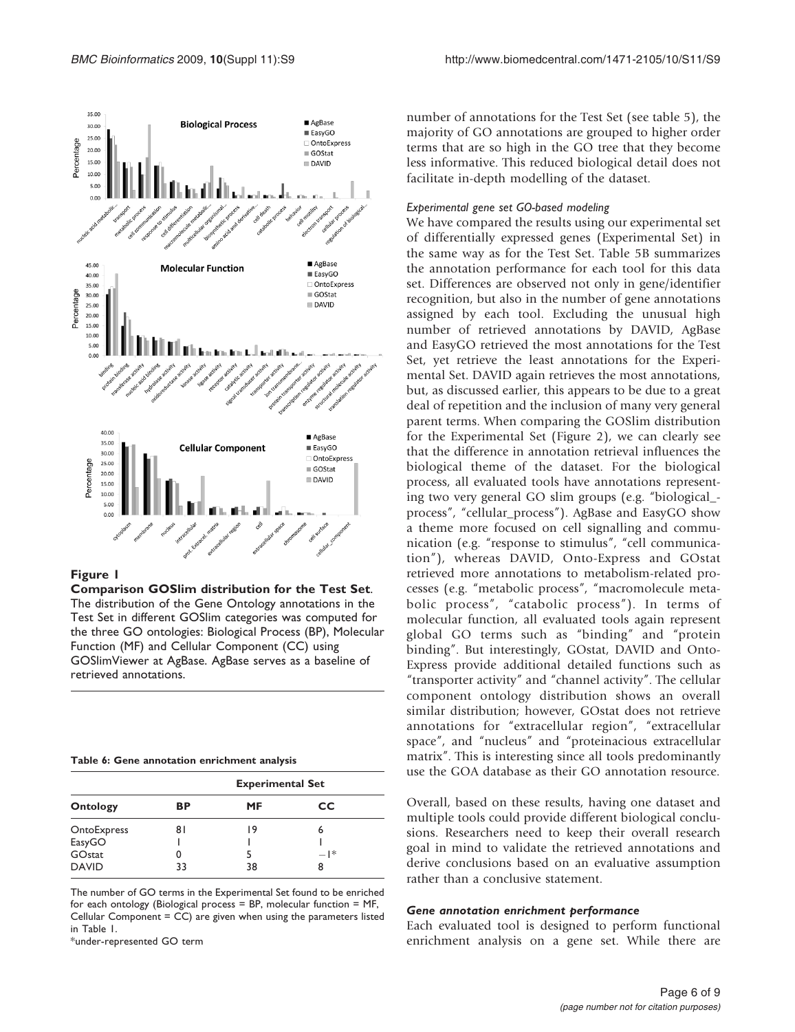**Figure 1**

**Comparison GOSlim distribution for the Test Set**. The distribution of the Gene Ontology annotations in the Test Set in different GOSlim categories was computed for the three GO ontologies: Biological Process (BP), Molecular Function (MF) and Cellular Component (CC) using GOSlimViewer at AgBase. AgBase serves as a baseline of retrieved annotations.

**Table 6: Gene annotation enrichment analysis**

| | Experimental Set | | |
|---|---|---|---|
| Ontology | BP | MF | CC |
| OntoExpress | 81 | 19 | 6 |
| EasyGO | 1 | 1 | 1 |
| GOstat | 0 | 5 | −1* |
| DAVID | 33 | 38 | 8 |

The number of GO terms in the Experimental Set found to be enriched for each ontology (Biological process = BP, molecular function = MF, Cellular Component = CC) are given when using the parameters listed in Table 1.

*under-represented GO term

number of annotations for the Test Set (see table 5), the majority of GO annotations are grouped to higher order terms that are so high in the GO tree that they become less informative. This reduced biological detail does not facilitate in-depth modelling of the dataset.

#### *Experimental gene set GO-based modeling*

We have compared the results using our experimental set of differentially expressed genes (Experimental Set) in the same way as for the Test Set. Table 5B summarizes the annotation performance for each tool for this data set. Differences are observed not only in gene/identifier recognition, but also in the number of gene annotations assigned by each tool. Excluding the unusual high number of retrieved annotations by DAVID, AgBase and EasyGO retrieved the most annotations for the Test Set, yet retrieve the least annotations for the Experimental Set. DAVID again retrieves the most annotations, but, as discussed earlier, this appears to be due to a great deal of repetition and the inclusion of many very general parent terms. When comparing the GOSlim distribution for the Experimental Set (Figure 2), we can clearly see that the difference in annotation retrieval influences the biological theme of the dataset. For the biological process, all evaluated tools have annotations representing two very general GO slim groups (e.g. "biological_process", "cellular_process"). AgBase and EasyGO show a theme more focused on cell signalling and communication (e.g. "response to stimulus", "cell communication"), whereas DAVID, Onto-Express and GOstat retrieved more annotations to metabolism-related processes (e.g. "metabolic process", "macromolecule metabolic process", "catabolic process"). In terms of molecular function, all evaluated tools again represent global GO terms such as "binding" and "protein binding". But interestingly, GOstat, DAVID and Onto-Express provide additional detailed functions such as "transporter activity" and "channel activity". The cellular component ontology distribution shows an overall similar distribution; however, GOstat does not retrieve annotations for "extracellular region", "extracellular space", and "nucleus" and "proteinacious extracellular matrix". This is interesting since all tools predominantly use the GOA database as their GO annotation resource.

Overall, based on these results, having one dataset and multiple tools could provide different biological conclusions. Researchers need to keep their overall research goal in mind to validate the retrieved annotations and derive conclusions based on an evaluative assumption rather than a conclusive statement.

### *Gene annotation enrichment performance*

Each evaluated tool is designed to perform functional enrichment analysis on a gene set. While there are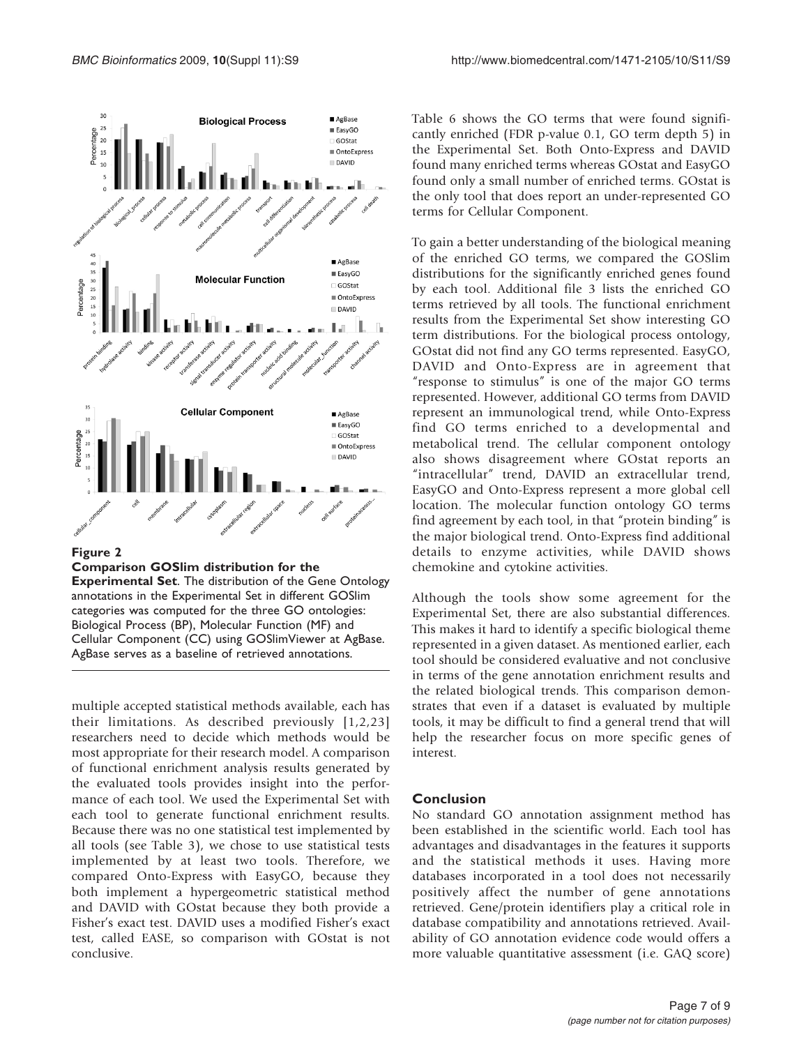**Figure 2**

**Comparison GOSlim distribution for the Experimental Set**. The distribution of the Gene Ontology annotations in the Experimental Set in different GOSlim categories was computed for the three GO ontologies: Biological Process (BP), Molecular Function (MF) and Cellular Component (CC) using GOSlimViewer at AgBase. AgBase serves as a baseline of retrieved annotations.

multiple accepted statistical methods available, each has their limitations. As described previously [1,2,23] researchers need to decide which methods would be most appropriate for their research model. A comparison of functional enrichment analysis results generated by the evaluated tools provides insight into the performance of each tool. We used the Experimental Set with each tool to generate functional enrichment results. Because there was no one statistical test implemented by all tools (see Table 3), we chose to use statistical tests implemented by at least two tools. Therefore, we compared Onto-Express with EasyGO, because they both implement a hypergeometric statistical method and DAVID with GOstat because they both provide a Fisher's exact test. DAVID uses a modified Fisher's exact test, called EASE, so comparison with GOstat is not conclusive.

Table 6 shows the GO terms that were found significantly enriched (FDR p-value 0.1, GO term depth 5) in the Experimental Set. Both Onto-Express and DAVID found many enriched terms whereas GOstat and EasyGO found only a small number of enriched terms. GOstat is the only tool that does report an under-represented GO terms for Cellular Component.

To gain a better understanding of the biological meaning of the enriched GO terms, we compared the GOSlim distributions for the significantly enriched genes found by each tool. Additional file 3 lists the enriched GO terms retrieved by all tools. The functional enrichment results from the Experimental Set show interesting GO term distributions. For the biological process ontology, GOstat did not find any GO terms represented. EasyGO, DAVID and Onto-Express are in agreement that "response to stimulus" is one of the major GO terms represented. However, additional GO terms from DAVID represent an immunological trend, while Onto-Express find GO terms enriched to a developmental and metabolical trend. The cellular component ontology also shows disagreement where GOstat reports an "intracellular" trend, DAVID an extracellular trend, EasyGO and Onto-Express represent a more global cell location. The molecular function ontology GO terms find agreement by each tool, in that "protein binding" is the major biological trend. Onto-Express find additional details to enzyme activities, while DAVID shows chemokine and cytokine activities.

Although the tools show some agreement for the Experimental Set, there are also substantial differences. This makes it hard to identify a specific biological theme represented in a given dataset. As mentioned earlier, each tool should be considered evaluative and not conclusive in terms of the gene annotation enrichment results and the related biological trends. This comparison demonstrates that even if a dataset is evaluated by multiple tools, it may be difficult to find a general trend that will help the researcher focus on more specific genes of interest.

## Conclusion

No standard GO annotation assignment method has been established in the scientific world. Each tool has advantages and disadvantages in the features it supports and the statistical methods it uses. Having more databases incorporated in a tool does not necessarily positively affect the number of gene annotations retrieved. Gene/protein identifiers play a critical role in database compatibility and annotations retrieved. Availability of GO annotation evidence code would offers a more valuable quantitative assessment (i.e. GAQ score)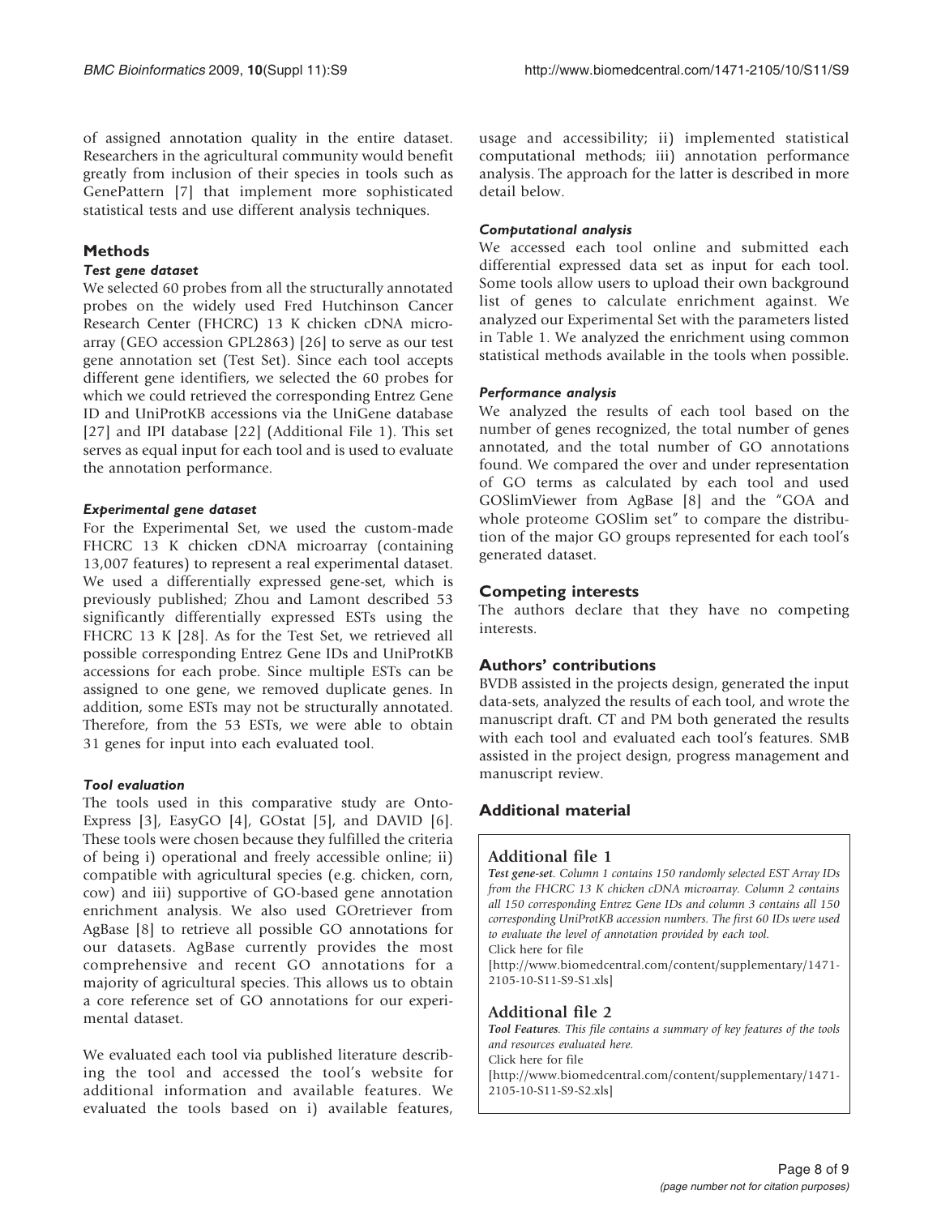of assigned annotation quality in the entire dataset. Researchers in the agricultural community would benefit greatly from inclusion of their species in tools such as GenePattern [7] that implement more sophisticated statistical tests and use different analysis techniques.

## Methods

### *Test gene dataset*

We selected 60 probes from all the structurally annotated probes on the widely used Fred Hutchinson Cancer Research Center (FHCRC) 13 K chicken cDNA microarray (GEO accession GPL2863) [26] to serve as our test gene annotation set (Test Set). Since each tool accepts different gene identifiers, we selected the 60 probes for which we could retrieved the corresponding Entrez Gene ID and UniProtKB accessions via the UniGene database [27] and IPI database [22] (Additional File 1). This set serves as equal input for each tool and is used to evaluate the annotation performance.

### *Experimental gene dataset*

For the Experimental Set, we used the custom-made FHCRC 13 K chicken cDNA microarray (containing 13,007 features) to represent a real experimental dataset. We used a differentially expressed gene-set, which is previously published; Zhou and Lamont described 53 significantly differentially expressed ESTs using the FHCRC 13 K [28]. As for the Test Set, we retrieved all possible corresponding Entrez Gene IDs and UniProtKB accessions for each probe. Since multiple ESTs can be assigned to one gene, we removed duplicate genes. In addition, some ESTs may not be structurally annotated. Therefore, from the 53 ESTs, we were able to obtain 31 genes for input into each evaluated tool.

### *Tool evaluation*

The tools used in this comparative study are Onto-Express [3], EasyGO [4], GOstat [5], and DAVID [6]. These tools were chosen because they fulfilled the criteria of being i) operational and freely accessible online; ii) compatible with agricultural species (e.g. chicken, corn, cow) and iii) supportive of GO-based gene annotation enrichment analysis. We also used GOretriever from AgBase [8] to retrieve all possible GO annotations for our datasets. AgBase currently provides the most comprehensive and recent GO annotations for a majority of agricultural species. This allows us to obtain a core reference set of GO annotations for our experimental dataset.

We evaluated each tool via published literature describing the tool and accessed the tool's website for additional information and available features. We evaluated the tools based on i) available features, usage and accessibility; ii) implemented statistical computational methods; iii) annotation performance analysis. The approach for the latter is described in more detail below.

### *Computational analysis*

We accessed each tool online and submitted each differential expressed data set as input for each tool. Some tools allow users to upload their own background list of genes to calculate enrichment against. We analyzed our Experimental Set with the parameters listed in Table 1. We analyzed the enrichment using common statistical methods available in the tools when possible.

### *Performance analysis*

We analyzed the results of each tool based on the number of genes recognized, the total number of genes annotated, and the total number of GO annotations found. We compared the over and under representation of GO terms as calculated by each tool and used GOSlimViewer from AgBase [8] and the "GOA and whole proteome GOSlim set" to compare the distribution of the major GO groups represented for each tool's generated dataset.

## Competing interests

The authors declare that they have no competing interests.

## Authors' contributions

BVDB assisted in the projects design, generated the input data-sets, analyzed the results of each tool, and wrote the manuscript draft. CT and PM both generated the results with each tool and evaluated each tool's features. SMB assisted in the project design, progress management and manuscript review.

## Additional material

### Additional file 1

***Test gene-set****. Column 1 contains 150 randomly selected EST Array IDs from the FHCRC 13 K chicken cDNA microarray. Column 2 contains all 150 corresponding Entrez Gene IDs and column 3 contains all 150 corresponding UniProtKB accession numbers. The first 60 IDs were used to evaluate the level of annotation provided by each tool.*

Click here for file

[http://www.biomedcentral.com/content/supplementary/1471-2105-10-S11-S9-S1.xls]

### Additional file 2

***Tool Features****. This file contains a summary of key features of the tools and resources evaluated here.*

Click here for file

[http://www.biomedcentral.com/content/supplementary/1471-2105-10-S11-S9-S2.xls]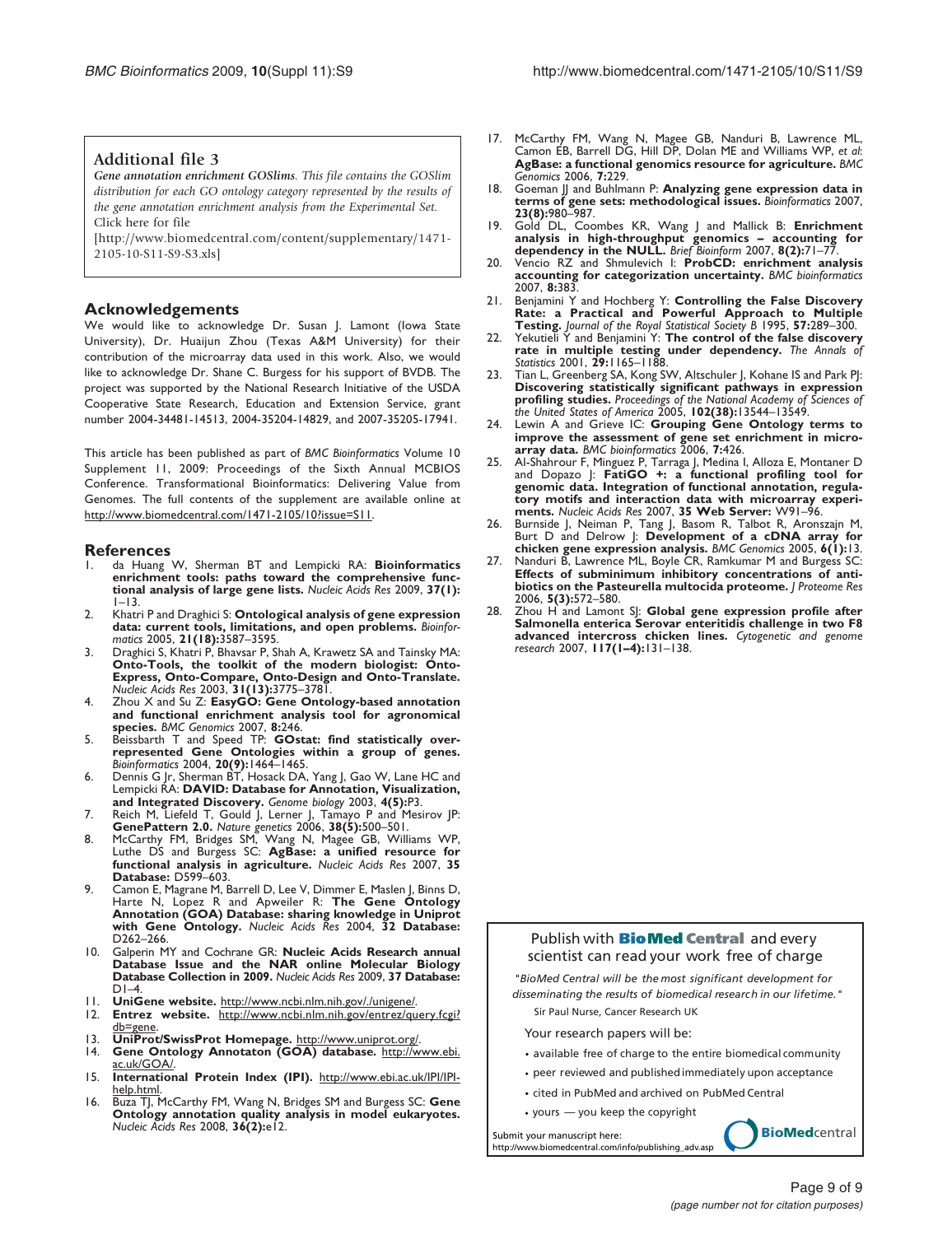## Additional file 3

*Gene annotation enrichment GOSlims. This file contains the GOSlim distribution for each GO ontology category represented by the results of the gene annotation enrichment analysis from the Experimental Set.*
Click here for file
[http://www.biomedcentral.com/content/supplementary/1471-2105-10-S11-S9-S3.xls]

## Acknowledgements

We would like to acknowledge Dr. Susan J. Lamont (Iowa State University), Dr. Huaijun Zhou (Texas A&M University) for their contribution of the microarray data used in this work. Also, we would like to acknowledge Dr. Shane C. Burgess for his support of BVDB. The project was supported by the National Research Initiative of the USDA Cooperative State Research, Education and Extension Service, grant number 2004-34481-14513, 2004-35204-14829, and 2007-35205-17941.

This article has been published as part of *BMC Bioinformatics* Volume 10 Supplement 11, 2009: Proceedings of the Sixth Annual MCBIOS Conference. Transformational Bioinformatics: Delivering Value from Genomes. The full contents of the supplement are available online at http://www.biomedcentral.com/1471-2105/10?issue=S11.

## References

1. da Huang W, Sherman BT and Lempicki RA: **Bioinformatics enrichment tools: paths toward the comprehensive functional analysis of large gene lists.** *Nucleic Acids Res* 2009, **37(1):** 1–13.
2. Khatri P and Draghici S: **Ontological analysis of gene expression data: current tools, limitations, and open problems.** *Bioinformatics* 2005, **21(18):**3587–3595.
3. Draghici S, Khatri P, Bhavsar P, Shah A, Krawetz SA and Tainsky MA: **Onto-Tools, the toolkit of the modern biologist: Onto-Express, Onto-Compare, Onto-Design and Onto-Translate.** *Nucleic Acids Res* 2003, **31(13):**3775–3781.
4. Zhou X and Su Z: **EasyGO: Gene Ontology-based annotation and functional enrichment analysis tool for agronomical species.** *BMC Genomics* 2007, **8:**246.
5. Beissbarth T and Speed TP: **GOstat: find statistically overrepresented Gene Ontologies within a group of genes.** *Bioinformatics* 2004, **20(9):**1464–1465.
6. Dennis G Jr, Sherman BT, Hosack DA, Yang J, Gao W, Lane HC and Lempicki RA: **DAVID: Database for Annotation, Visualization, and Integrated Discovery.** *Genome biology* 2003, **4(5):**P3.
7. Reich M, Liefeld T, Gould J, Lerner J, Tamayo P and Mesirov JP: **GenePattern 2.0.** *Nature genetics* 2006, **38(5):**500–501.
8. McCarthy FM, Bridges SM, Wang N, Magee GB, Williams WP, Luthe DS and Burgess SC: **AgBase: a unified resource for functional analysis in agriculture.** *Nucleic Acids Res* 2007, **35 Database:** D599–603.
9. Camon E, Magrane M, Barrell D, Lee V, Dimmer E, Maslen J, Binns D, Harte N, Lopez R and Apweiler R: **The Gene Ontology Annotation (GOA) Database: sharing knowledge in Uniprot with Gene Ontology.** *Nucleic Acids Res* 2004, **32 Database:** D262–266.
10. Galperin MY and Cochrane GR: **Nucleic Acids Research annual Database Issue and the NAR online Molecular Biology Database Collection in 2009.** *Nucleic Acids Res* 2009, **37 Database:** D1–4.
11. **UniGene website.** http://www.ncbi.nlm.nih.gov/./unigene/.
12. **Entrez website.** http://www.ncbi.nlm.nih.gov/entrez/query.fcgi?db=gene.
13. **UniProt/SwissProt Homepage.** http://www.uniprot.org/.
14. **Gene Ontology Annotaton (GOA) database.** http://www.ebi.ac.uk/GOA/.
15. **International Protein Index (IPI).** http://www.ebi.ac.uk/IPI/IPIhelp.html.
16. Buza TJ, McCarthy FM, Wang N, Bridges SM and Burgess SC: **Gene Ontology annotation quality analysis in model eukaryotes.** *Nucleic Acids Res* 2008, **36(2):**e12.
17. McCarthy FM, Wang N, Magee GB, Nanduri B, Lawrence ML, Camon EB, Barrell DG, Hill DP, Dolan ME and Williams WP, *et al*: **AgBase: a functional genomics resource for agriculture.** *BMC Genomics* 2006, **7:**229.
18. Goeman JJ and Buhlmann P: **Analyzing gene expression data in terms of gene sets: methodological issues.** *Bioinformatics* 2007, **23(8):**980–987.
19. Gold DL, Coombes KR, Wang J and Mallick B: **Enrichment analysis in high-throughput genomics – accounting for dependency in the NULL.** *Brief Bioinform* 2007, **8(2):**71–77.
20. Vencio RZ and Shmulevich I: **ProbCD: enrichment analysis accounting for categorization uncertainty.** *BMC bioinformatics* 2007, **8:**383.
21. Benjamini Y and Hochberg Y: **Controlling the False Discovery Rate: a Practical and Powerful Approach to Multiple Testing.** *Journal of the Royal Statistical Society B* 1995, **57:**289–300.
22. Yekutieli Y and Benjamini Y: **The control of the false discovery rate in multiple testing under dependency.** *The Annals of Statistics* 2001, **29:**1165–1188.
23. Tian L, Greenberg SA, Kong SW, Altschuler J, Kohane IS and Park PJ: **Discovering statistically significant pathways in expression profiling studies.** *Proceedings of the National Academy of Sciences of the United States of America* 2005, **102(38):**13544–13549.
24. Lewin A and Grieve IC: **Grouping Gene Ontology terms to improve the assessment of gene set enrichment in microarray data.** *BMC bioinformatics* 2006, **7:**426.
25. Al-Shahrour F, Minguez P, Tarraga J, Medina I, Alloza E, Montaner D and Dopazo J: **FatiGO +: a functional profiling tool for genomic data. Integration of functional annotation, regulatory motifs and interaction data with microarray experiments.** *Nucleic Acids Res* 2007, **35 Web Server:** W91–96.
26. Burnside J, Neiman P, Tang J, Basom R, Talbot R, Aronszajn M, Burt D and Delrow J: **Development of a cDNA array for chicken gene expression analysis.** *BMC Genomics* 2005, **6(1):**13.
27. Nanduri B, Lawrence ML, Boyle CR, Ramkumar M and Burgess SC: **Effects of subminimum inhibitory concentrations of antibiotics on the Pasteurella multocida proteome.** *J Proteome Res* 2006, **5(3):**572–580.
28. Zhou H and Lamont SJ: **Global gene expression profile after Salmonella enterica Serovar enteritidis challenge in two F8 advanced intercross chicken lines.** *Cytogenetic and genome research* 2007, **117(1–4):**131–138.

Publish with **BioMed Central** and every scientist can read your work free of charge

*"BioMed Central will be the most significant development for disseminating the results of biomedical research in our lifetime."*
Sir Paul Nurse, Cancer Research UK

Your research papers will be:

- available free of charge to the entire biomedical community
- peer reviewed and published immediately upon acceptance
- cited in PubMed and archived on PubMed Central
- yours — you keep the copyright

Submit your manuscript here:
http://www.biomedcentral.com/info/publishing_adv.asp

BioMedcentral